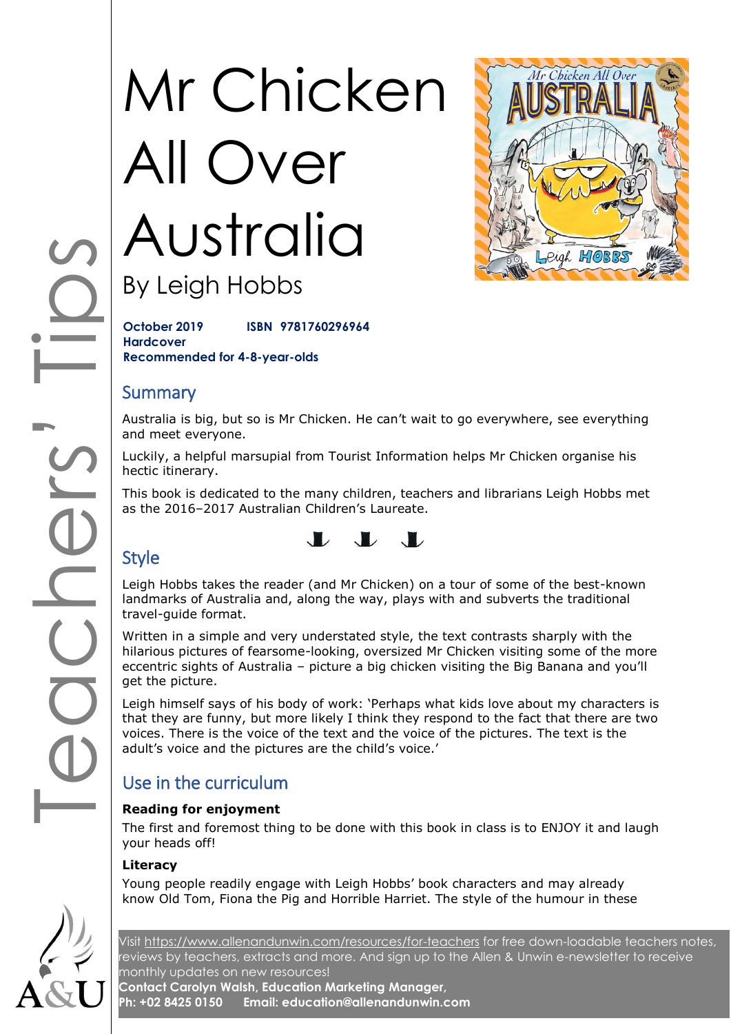# Mr Chicken All Over Australia

By Leigh Hobbs

**October 2019** **ISBN 9781760296964**
**Hardcover**
**Recommended for 4-8-year-olds**

## Summary

Australia is big, but so is Mr Chicken. He can't wait to go everywhere, see everything and meet everyone.

Luckily, a helpful marsupial from Tourist Information helps Mr Chicken organise his hectic itinerary.

This book is dedicated to the many children, teachers and librarians Leigh Hobbs met as the 2016–2017 Australian Children's Laureate.

## Style

Leigh Hobbs takes the reader (and Mr Chicken) on a tour of some of the best-known landmarks of Australia and, along the way, plays with and subverts the traditional travel-guide format.

Written in a simple and very understated style, the text contrasts sharply with the hilarious pictures of fearsome-looking, oversized Mr Chicken visiting some of the more eccentric sights of Australia – picture a big chicken visiting the Big Banana and you'll get the picture.

Leigh himself says of his body of work: 'Perhaps what kids love about my characters is that they are funny, but more likely I think they respond to the fact that there are two voices. There is the voice of the text and the voice of the pictures. The text is the adult's voice and the pictures are the child's voice.'

## Use in the curriculum

### Reading for enjoyment

The first and foremost thing to be done with this book in class is to ENJOY it and laugh your heads off!

### Literacy

Young people readily engage with Leigh Hobbs' book characters and may already know Old Tom, Fiona the Pig and Horrible Harriet. The style of the humour in these

Visit https://www.allenandunwin.com/resources/for-teachers for free down-loadable teachers notes, reviews by teachers, extracts and more. And sign up to the Allen & Unwin e-newsletter to receive monthly updates on new resources!
**Contact Carolyn Walsh, Education Marketing Manager,**
**Ph: +02 8425 0150 Email: education@allenandunwin.com**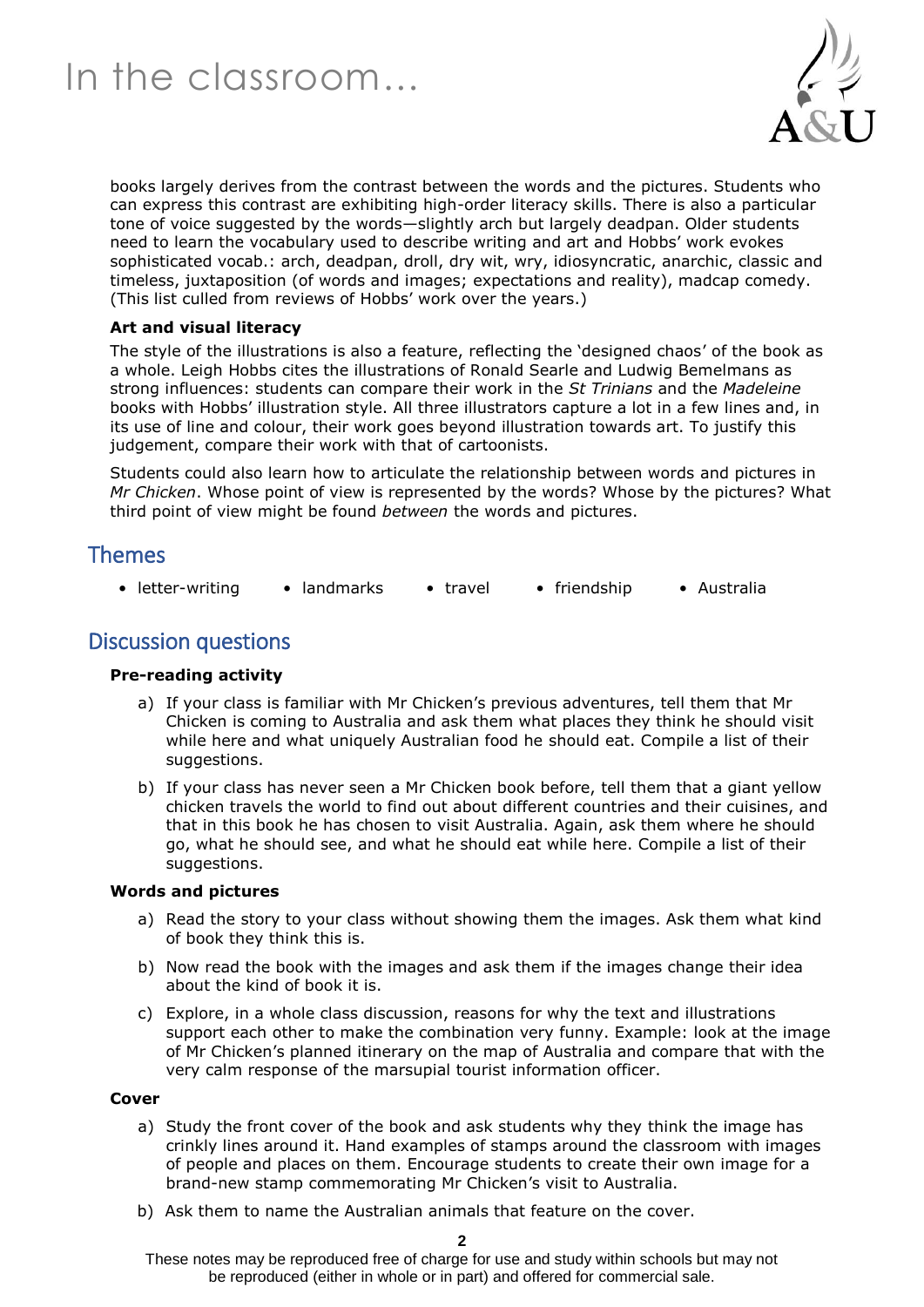books largely derives from the contrast between the words and the pictures. Students who can express this contrast are exhibiting high-order literacy skills. There is also a particular tone of voice suggested by the words—slightly arch but largely deadpan. Older students need to learn the vocabulary used to describe writing and art and Hobbs' work evokes sophisticated vocab.: arch, deadpan, droll, dry wit, wry, idiosyncratic, anarchic, classic and timeless, juxtaposition (of words and images; expectations and reality), madcap comedy. (This list culled from reviews of Hobbs' work over the years.)

**Art and visual literacy**

The style of the illustrations is also a feature, reflecting the 'designed chaos' of the book as a whole. Leigh Hobbs cites the illustrations of Ronald Searle and Ludwig Bemelmans as strong influences: students can compare their work in the *St Trinians* and the *Madeleine* books with Hobbs' illustration style. All three illustrators capture a lot in a few lines and, in its use of line and colour, their work goes beyond illustration towards art. To justify this judgement, compare their work with that of cartoonists.

Students could also learn how to articulate the relationship between words and pictures in *Mr Chicken*. Whose point of view is represented by the words? Whose by the pictures? What third point of view might be found *between* the words and pictures.

## Themes

- letter-writing
- landmarks
- travel
- friendship
- Australia

## Discussion questions

**Pre-reading activity**

a) If your class is familiar with Mr Chicken's previous adventures, tell them that Mr Chicken is coming to Australia and ask them what places they think he should visit while here and what uniquely Australian food he should eat. Compile a list of their suggestions.

b) If your class has never seen a Mr Chicken book before, tell them that a giant yellow chicken travels the world to find out about different countries and their cuisines, and that in this book he has chosen to visit Australia. Again, ask them where he should go, what he should see, and what he should eat while here. Compile a list of their suggestions.

**Words and pictures**

a) Read the story to your class without showing them the images. Ask them what kind of book they think this is.

b) Now read the book with the images and ask them if the images change their idea about the kind of book it is.

c) Explore, in a whole class discussion, reasons for why the text and illustrations support each other to make the combination very funny. Example: look at the image of Mr Chicken's planned itinerary on the map of Australia and compare that with the very calm response of the marsupial tourist information officer.

**Cover**

a) Study the front cover of the book and ask students why they think the image has crinkly lines around it. Hand examples of stamps around the classroom with images of people and places on them. Encourage students to create their own image for a brand-new stamp commemorating Mr Chicken's visit to Australia.

b) Ask them to name the Australian animals that feature on the cover.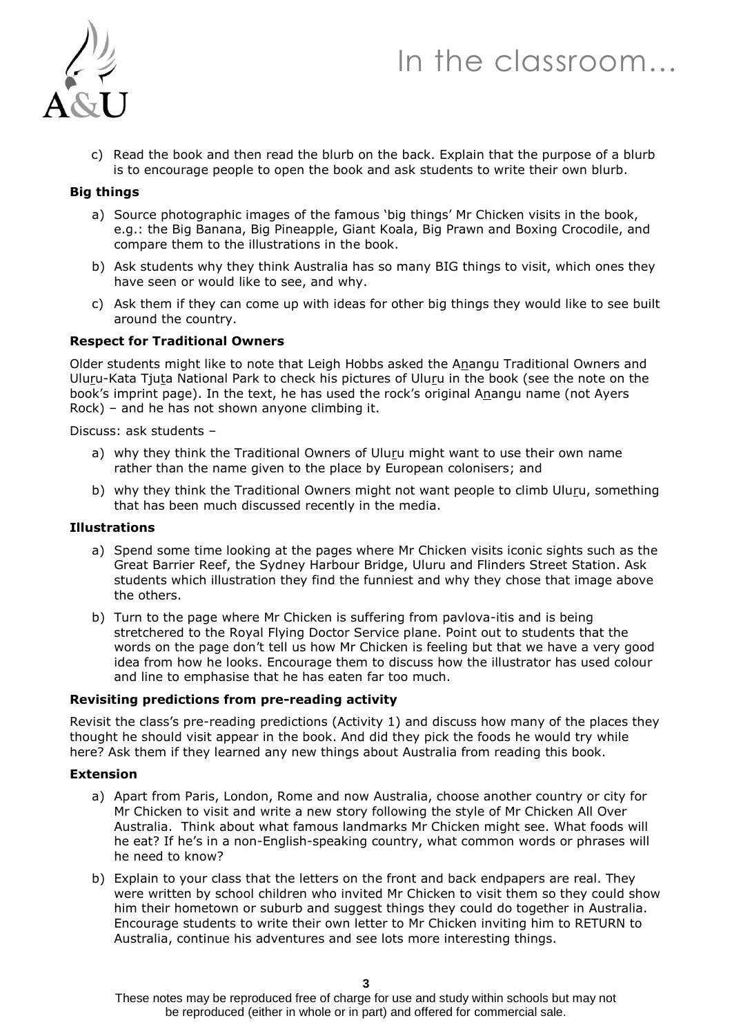c) Read the book and then read the blurb on the back. Explain that the purpose of a blurb is to encourage people to open the book and ask students to write their own blurb.

**Big things**

a) Source photographic images of the famous 'big things' Mr Chicken visits in the book, e.g.: the Big Banana, Big Pineapple, Giant Koala, Big Prawn and Boxing Crocodile, and compare them to the illustrations in the book.

b) Ask students why they think Australia has so many BIG things to visit, which ones they have seen or would like to see, and why.

c) Ask them if they can come up with ideas for other big things they would like to see built around the country.

**Respect for Traditional Owners**

Older students might like to note that Leigh Hobbs asked the A<u>n</u>angu Traditional Owners and Ulu<u>r</u>u-Kata Tju<u>t</u>a National Park to check his pictures of Ulu<u>r</u>u in the book (see the note on the book's imprint page). In the text, he has used the rock's original A<u>n</u>angu name (not Ayers Rock) – and he has not shown anyone climbing it.

Discuss: ask students –

a) why they think the Traditional Owners of Ulu<u>r</u>u might want to use their own name rather than the name given to the place by European colonisers; and

b) why they think the Traditional Owners might not want people to climb Ulu<u>r</u>u, something that has been much discussed recently in the media.

**Illustrations**

a) Spend some time looking at the pages where Mr Chicken visits iconic sights such as the Great Barrier Reef, the Sydney Harbour Bridge, Uluru and Flinders Street Station. Ask students which illustration they find the funniest and why they chose that image above the others.

b) Turn to the page where Mr Chicken is suffering from pavlova-itis and is being stretchered to the Royal Flying Doctor Service plane. Point out to students that the words on the page don't tell us how Mr Chicken is feeling but that we have a very good idea from how he looks. Encourage them to discuss how the illustrator has used colour and line to emphasise that he has eaten far too much.

**Revisiting predictions from pre-reading activity**

Revisit the class's pre-reading predictions (Activity 1) and discuss how many of the places they thought he should visit appear in the book. And did they pick the foods he would try while here? Ask them if they learned any new things about Australia from reading this book.

**Extension**

a) Apart from Paris, London, Rome and now Australia, choose another country or city for Mr Chicken to visit and write a new story following the style of Mr Chicken All Over Australia. Think about what famous landmarks Mr Chicken might see. What foods will he eat? If he's in a non-English-speaking country, what common words or phrases will he need to know?

b) Explain to your class that the letters on the front and back endpapers are real. They were written by school children who invited Mr Chicken to visit them so they could show him their hometown or suburb and suggest things they could do together in Australia. Encourage students to write their own letter to Mr Chicken inviting him to RETURN to Australia, continue his adventures and see lots more interesting things.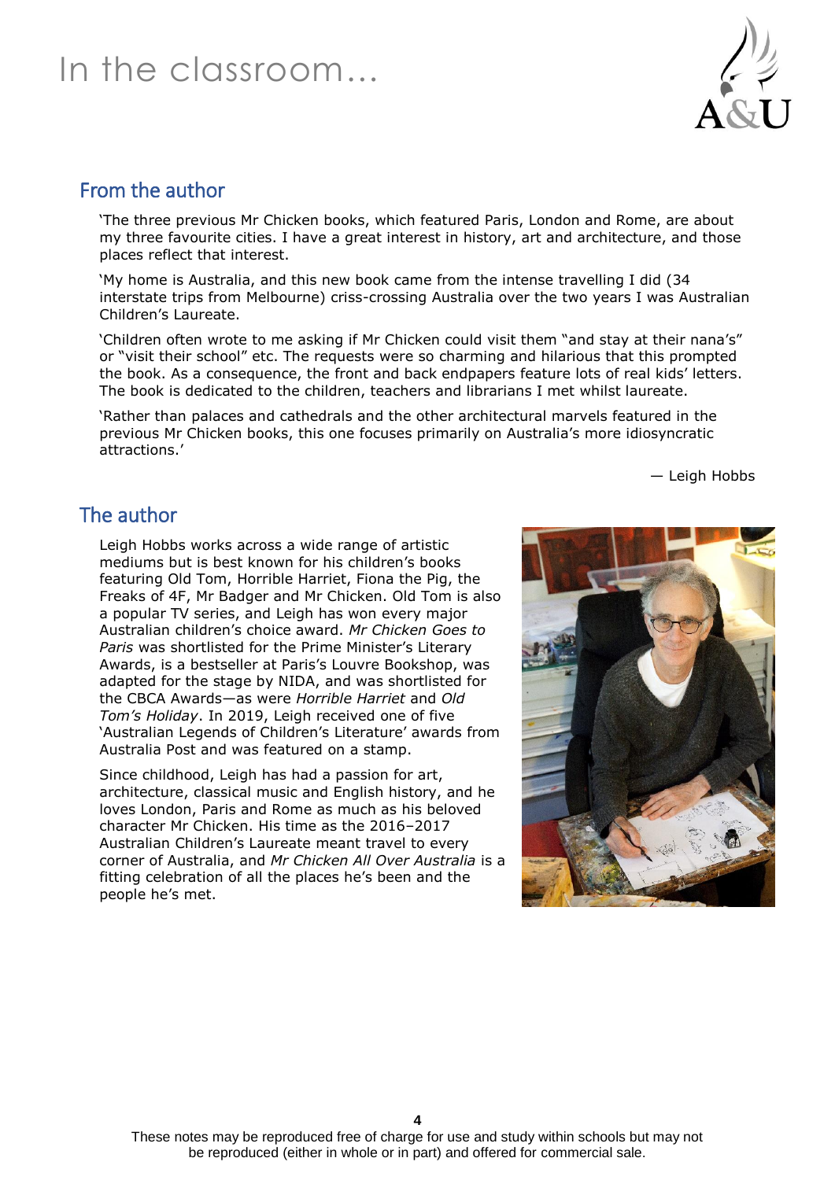# In the classroom...

## From the author

'The three previous Mr Chicken books, which featured Paris, London and Rome, are about my three favourite cities. I have a great interest in history, art and architecture, and those places reflect that interest.

'My home is Australia, and this new book came from the intense travelling I did (34 interstate trips from Melbourne) criss-crossing Australia over the two years I was Australian Children's Laureate.

'Children often wrote to me asking if Mr Chicken could visit them "and stay at their nana's" or "visit their school" etc. The requests were so charming and hilarious that this prompted the book. As a consequence, the front and back endpapers feature lots of real kids' letters. The book is dedicated to the children, teachers and librarians I met whilst laureate.

'Rather than palaces and cathedrals and the other architectural marvels featured in the previous Mr Chicken books, this one focuses primarily on Australia's more idiosyncratic attractions.'

— Leigh Hobbs

## The author

Leigh Hobbs works across a wide range of artistic mediums but is best known for his children's books featuring Old Tom, Horrible Harriet, Fiona the Pig, the Freaks of 4F, Mr Badger and Mr Chicken. Old Tom is also a popular TV series, and Leigh has won every major Australian children's choice award. *Mr Chicken Goes to Paris* was shortlisted for the Prime Minister's Literary Awards, is a bestseller at Paris's Louvre Bookshop, was adapted for the stage by NIDA, and was shortlisted for the CBCA Awards—as were *Horrible Harriet* and *Old Tom's Holiday*. In 2019, Leigh received one of five 'Australian Legends of Children's Literature' awards from Australia Post and was featured on a stamp.

Since childhood, Leigh has had a passion for art, architecture, classical music and English history, and he loves London, Paris and Rome as much as his beloved character Mr Chicken. His time as the 2016–2017 Australian Children's Laureate meant travel to every corner of Australia, and *Mr Chicken All Over Australia* is a fitting celebration of all the places he's been and the people he's met.

These notes may be reproduced free of charge for use and study within schools but may not be reproduced (either in whole or in part) and offered for commercial sale.